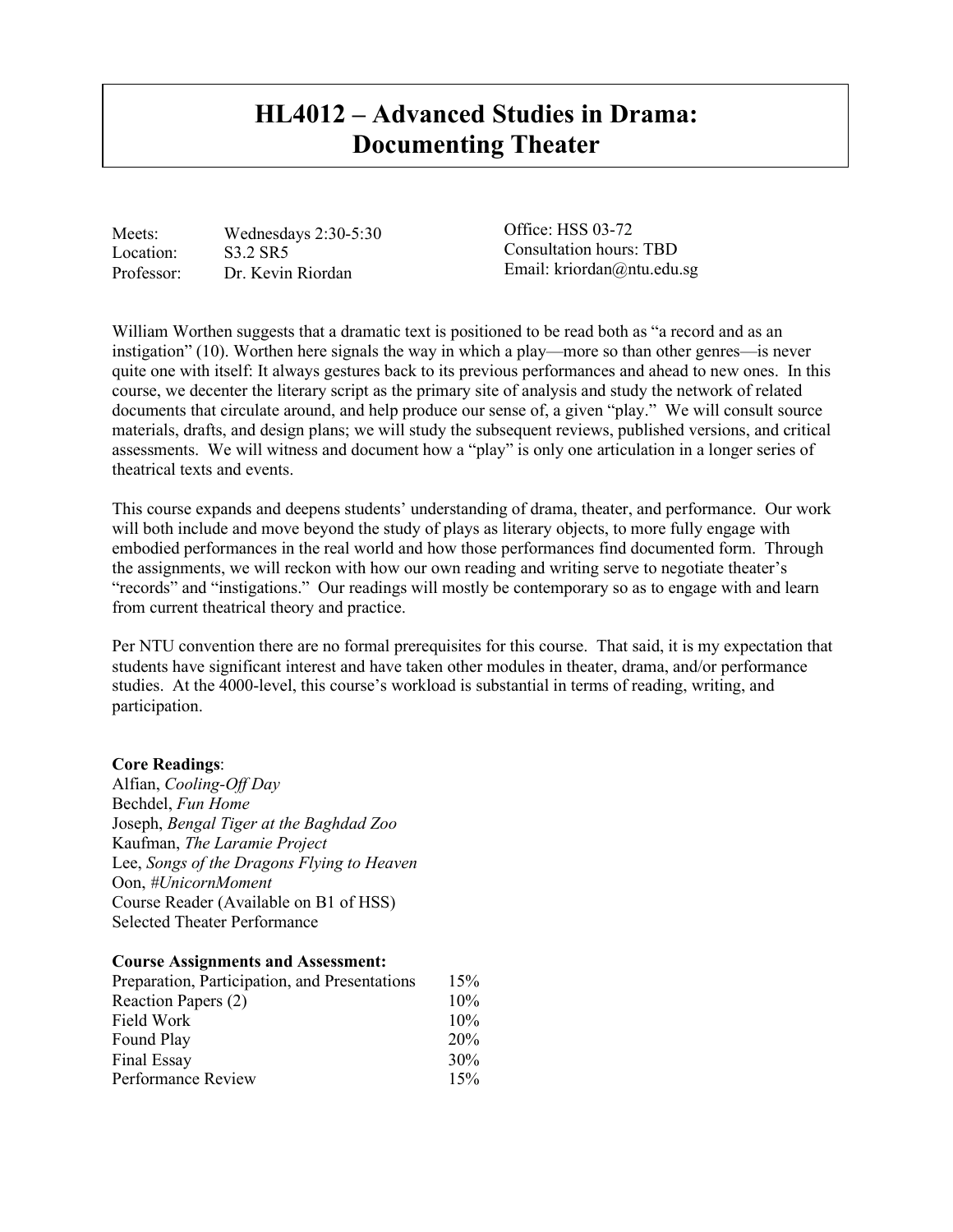# HL4012 – Advanced Studies in Drama: Documenting Theater

| | | |
|---|---|---|
| Meets: | Wednesdays 2:30-5:30 | Office: HSS 03-72 |
| Location: | S3.2 SR5 | Consultation hours: TBD |
| Professor: | Dr. Kevin Riordan | Email: kriordan@ntu.edu.sg |

William Worthen suggests that a dramatic text is positioned to be read both as "a record and as an instigation" (10). Worthen here signals the way in which a play—more so than other genres—is never quite one with itself: It always gestures back to its previous performances and ahead to new ones. In this course, we decenter the literary script as the primary site of analysis and study the network of related documents that circulate around, and help produce our sense of, a given "play." We will consult source materials, drafts, and design plans; we will study the subsequent reviews, published versions, and critical assessments. We will witness and document how a "play" is only one articulation in a longer series of theatrical texts and events.

This course expands and deepens students' understanding of drama, theater, and performance. Our work will both include and move beyond the study of plays as literary objects, to more fully engage with embodied performances in the real world and how those performances find documented form. Through the assignments, we will reckon with how our own reading and writing serve to negotiate theater's "records" and "instigations." Our readings will mostly be contemporary so as to engage with and learn from current theatrical theory and practice.

Per NTU convention there are no formal prerequisites for this course. That said, it is my expectation that students have significant interest and have taken other modules in theater, drama, and/or performance studies. At the 4000-level, this course's workload is substantial in terms of reading, writing, and participation.

**Core Readings**:
Alfian, *Cooling-Off Day*
Bechdel, *Fun Home*
Joseph, *Bengal Tiger at the Baghdad Zoo*
Kaufman, *The Laramie Project*
Lee, *Songs of the Dragons Flying to Heaven*
Oon, *#UnicornMoment*
Course Reader (Available on B1 of HSS)
Selected Theater Performance

**Course Assignments and Assessment:**

| | |
|---|---|
| Preparation, Participation, and Presentations | 15% |
| Reaction Papers (2) | 10% |
| Field Work | 10% |
| Found Play | 20% |
| Final Essay | 30% |
| Performance Review | 15% |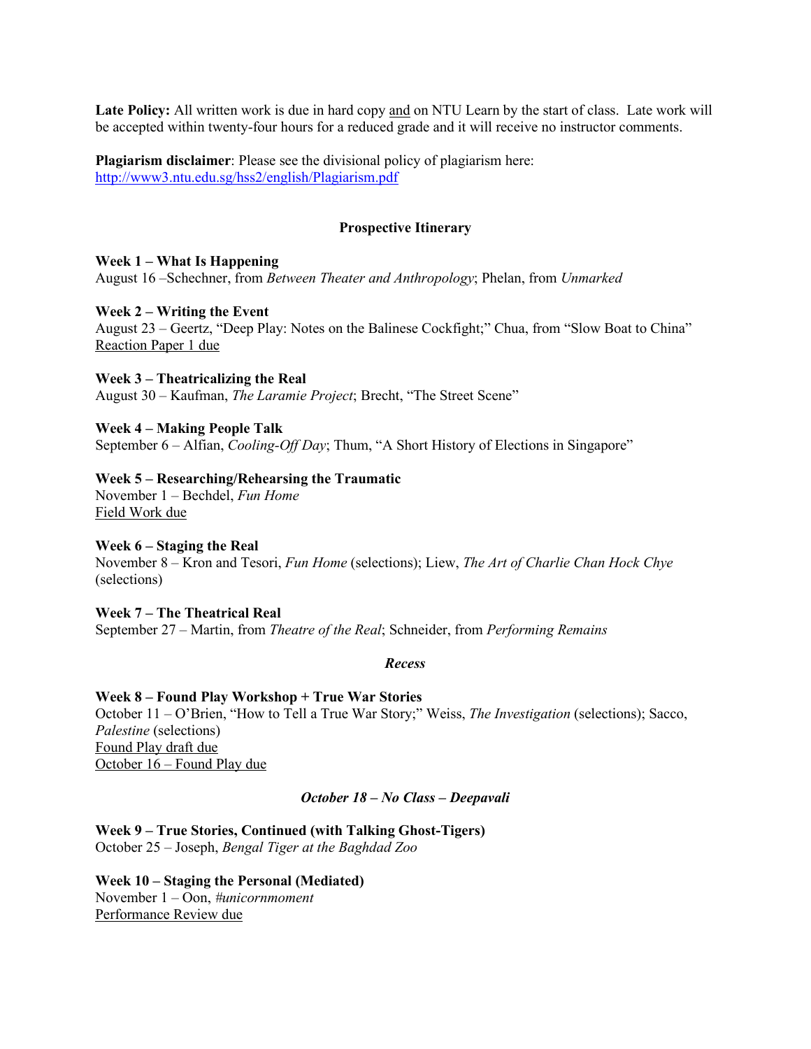**Late Policy:** All written work is due in hard copy <u>and</u> on NTU Learn by the start of class. Late work will be accepted within twenty-four hours for a reduced grade and it will receive no instructor comments.

**Plagiarism disclaimer**: Please see the divisional policy of plagiarism here: [http://www3.ntu.edu.sg/hss2/english/Plagiarism.pdf](http://www3.ntu.edu.sg/hss2/english/Plagiarism.pdf)

## Prospective Itinerary

**Week 1 – What Is Happening**
August 16 –Schechner, from *Between Theater and Anthropology*; Phelan, from *Unmarked*

**Week 2 – Writing the Event**
August 23 – Geertz, "Deep Play: Notes on the Balinese Cockfight;" Chua, from "Slow Boat to China"
<u>Reaction Paper 1 due</u>

**Week 3 – Theatricalizing the Real**
August 30 – Kaufman, *The Laramie Project*; Brecht, "The Street Scene"

**Week 4 – Making People Talk**
September 6 – Alfian, *Cooling-Off Day*; Thum, "A Short History of Elections in Singapore"

**Week 5 – Researching/Rehearsing the Traumatic**
November 1 – Bechdel, *Fun Home*
<u>Field Work due</u>

**Week 6 – Staging the Real**
November 8 – Kron and Tesori, *Fun Home* (selections); Liew, *The Art of Charlie Chan Hock Chye* (selections)

**Week 7 – The Theatrical Real**
September 27 – Martin, from *Theatre of the Real*; Schneider, from *Performing Remains*

***Recess***

**Week 8 – Found Play Workshop + True War Stories**
October 11 – O'Brien, "How to Tell a True War Story;" Weiss, *The Investigation* (selections); Sacco, *Palestine* (selections)
<u>Found Play draft due</u>
<u>October 16 – Found Play due</u>

***October 18 – No Class – Deepavali***

**Week 9 – True Stories, Continued (with Talking Ghost-Tigers)**
October 25 – Joseph, *Bengal Tiger at the Baghdad Zoo*

**Week 10 – Staging the Personal (Mediated)**
November 1 – Oon, *#unicornmoment*
<u>Performance Review due</u>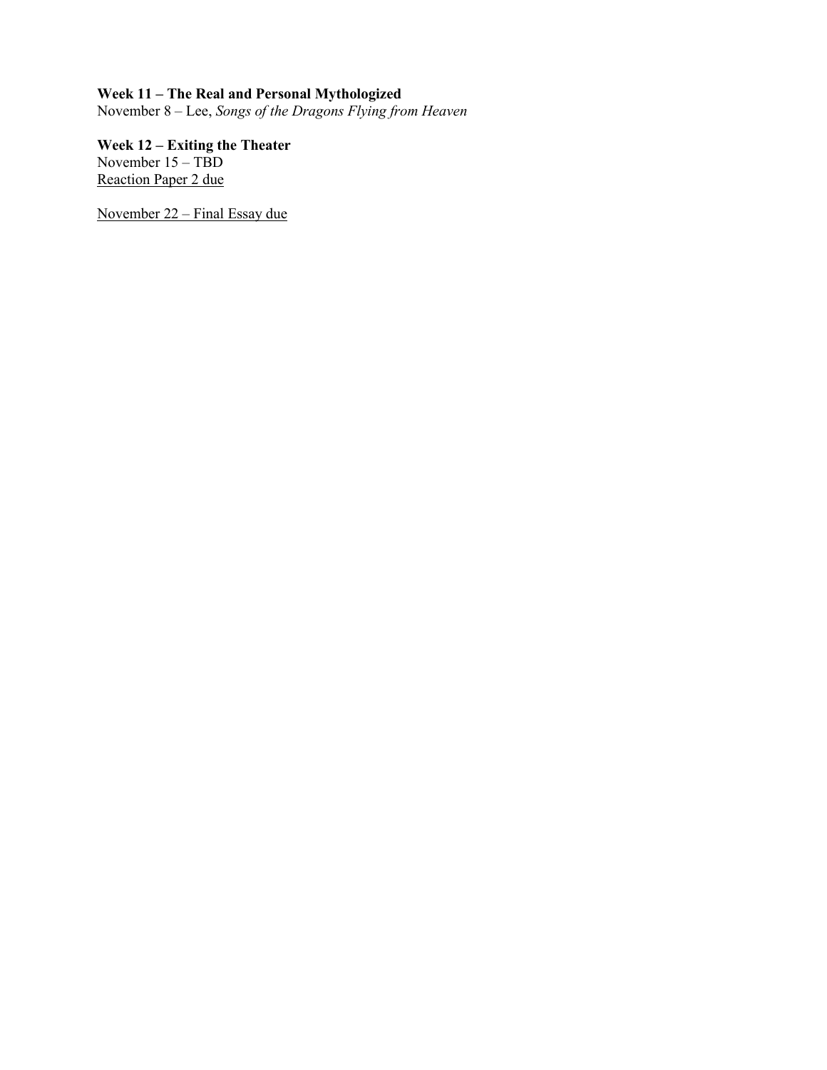**Week 11 – The Real and Personal Mythologized**
November 8 – Lee, *Songs of the Dragons Flying from Heaven*

**Week 12 – Exiting the Theater**
November 15 – TBD
<u>Reaction Paper 2 due</u>

<u>November 22 – Final Essay due</u>